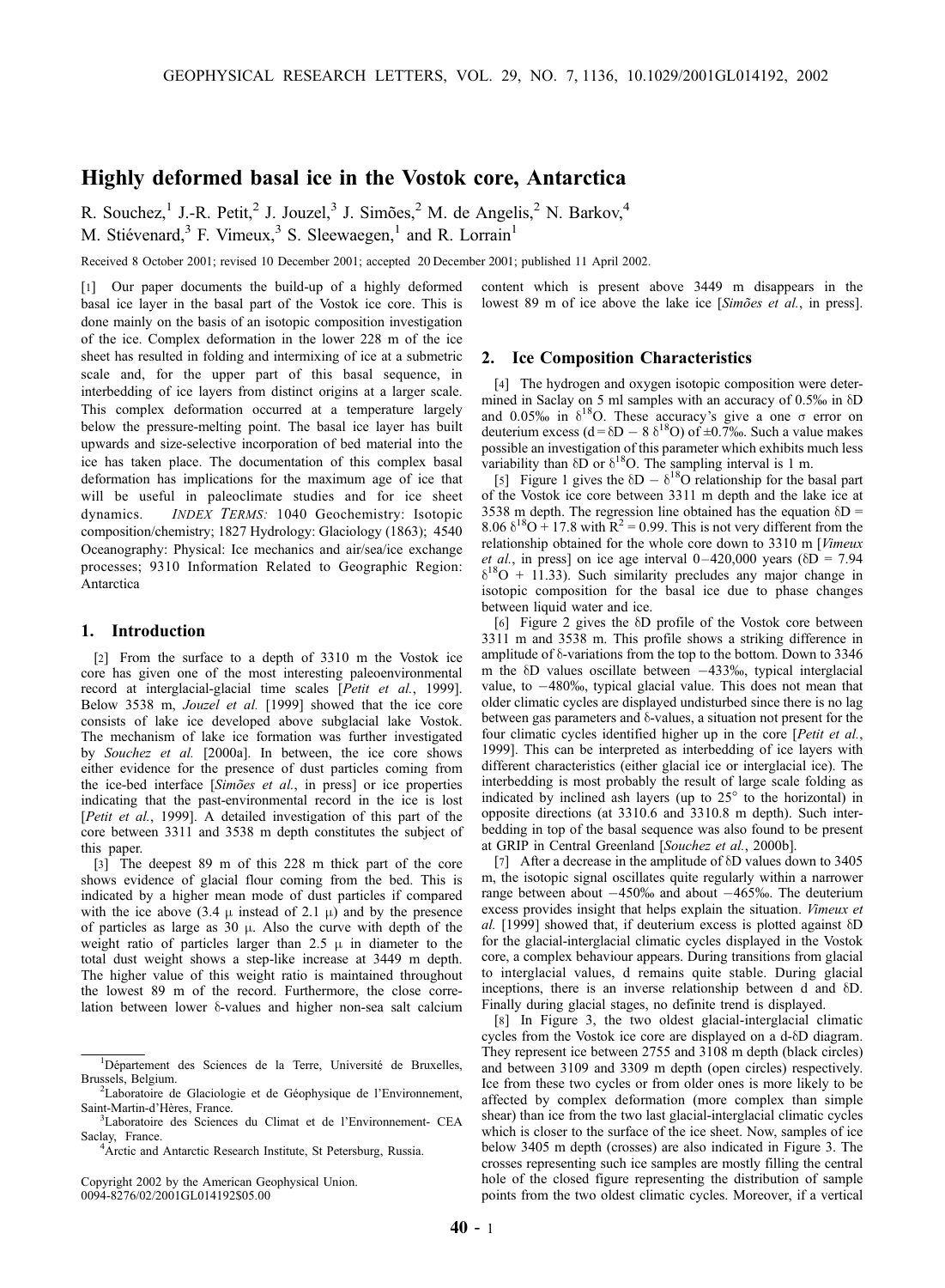# Highly deformed basal ice in the Vostok core, Antarctica

R. Souchez,[1] J.-R. Petit,[2] J. Jouzel,[3] J. Simões,[2] M. de Angelis,[2] N. Barkov,[4] M. Stiévenard,[3] F. Vimeux,[3] S. Sleewaegen,[1] and R. Lorrain[1]

Received 8 October 2001; revised 10 December 2001; accepted 20 December 2001; published 11 April 2002.

[1] Our paper documents the build-up of a highly deformed basal ice layer in the basal part of the Vostok ice core. This is done mainly on the basis of an isotopic composition investigation of the ice. Complex deformation in the lower 228 m of the ice sheet has resulted in folding and intermixing of ice at a submetric scale and, for the upper part of this basal sequence, in interbedding of ice layers from distinct origins at a larger scale. This complex deformation occurred at a temperature largely below the pressure-melting point. The basal ice layer has built upwards and size-selective incorporation of bed material into the ice has taken place. The documentation of this complex basal deformation has implications for the maximum age of ice that will be useful in paleoclimate studies and for ice sheet dynamics. *INDEX TERMS:* 1040 Geochemistry: Isotopic composition/chemistry; 1827 Hydrology: Glaciology (1863); 4540 Oceanography: Physical: Ice mechanics and air/sea/ice exchange processes; 9310 Information Related to Geographic Region: Antarctica

## 1. Introduction

[2] From the surface to a depth of 3310 m the Vostok ice core has given one of the most interesting paleoenvironmental record at interglacial-glacial time scales [*Petit et al.*, 1999]. Below 3538 m, *Jouzel et al.* [1999] showed that the ice core consists of lake ice developed above subglacial lake Vostok. The mechanism of lake ice formation was further investigated by *Souchez et al.* [2000a]. In between, the ice core shows either evidence for the presence of dust particles coming from the ice-bed interface [*Simões et al.*, in press] or ice properties indicating that the past-environmental record in the ice is lost [*Petit et al.*, 1999]. A detailed investigation of this part of the core between 3311 and 3538 m depth constitutes the subject of this paper.

[3] The deepest 89 m of this 228 m thick part of the core shows evidence of glacial flour coming from the bed. This is indicated by a higher mean mode of dust particles if compared with the ice above (3.4 μ instead of 2.1 μ) and by the presence of particles as large as 30 μ. Also the curve with depth of the weight ratio of particles larger than 2.5 μ in diameter to the total dust weight shows a step-like increase at 3449 m depth. The higher value of this weight ratio is maintained throughout the lowest 89 m of the record. Furthermore, the close correlation between lower δ-values and higher non-sea salt calcium content which is present above 3449 m disappears in the lowest 89 m of ice above the lake ice [*Simões et al.*, in press].

## 2. Ice Composition Characteristics

[4] The hydrogen and oxygen isotopic composition were determined in Saclay on 5 ml samples with an accuracy of 0.5‰ in δD and 0.05‰ in $\delta^{18}O$. These accuracy's give a one σ error on deuterium excess ($d = \delta D - 8\ \delta^{18}O$) of ±0.7‰. Such a value makes possible an investigation of this parameter which exhibits much less variability than δD or $\delta^{18}O$. The sampling interval is 1 m.

[5] Figure 1 gives the $\delta D - \delta^{18}O$ relationship for the basal part of the Vostok ice core between 3311 m depth and the lake ice at 3538 m depth. The regression line obtained has the equation $\delta D = 8.06\ \delta^{18}O + 17.8$ with $R^2 = 0.99$. This is not very different from the relationship obtained for the whole core down to 3310 m [*Vimeux et al.*, in press] on ice age interval 0–420,000 years ($\delta D = 7.94\ \delta^{18}O + 11.33$). Such similarity precludes any major change in isotopic composition for the basal ice due to phase changes between liquid water and ice.

[6] Figure 2 gives the δD profile of the Vostok core between 3311 m and 3538 m. This profile shows a striking difference in amplitude of δ-variations from the top to the bottom. Down to 3346 m the δD values oscillate between −433‰, typical interglacial value, to −480‰, typical glacial value. This does not mean that older climatic cycles are displayed undisturbed since there is no lag between gas parameters and δ-values, a situation not present for the four climatic cycles identified higher up in the core [*Petit et al.*, 1999]. This can be interpreted as interbedding of ice layers with different characteristics (either glacial ice or interglacial ice). The interbedding is most probably the result of large scale folding as indicated by inclined ash layers (up to 25° to the horizontal) in opposite directions (at 3310.6 and 3310.8 m depth). Such interbedding in top of the basal sequence was also found to be present at GRIP in Central Greenland [*Souchez et al.*, 2000b].

[7] After a decrease in the amplitude of δD values down to 3405 m, the isotopic signal oscillates quite regularly within a narrower range between about −450‰ and about −465‰. The deuterium excess provides insight that helps explain the situation. *Vimeux et al.* [1999] showed that, if deuterium excess is plotted against δD for the glacial-interglacial climatic cycles displayed in the Vostok core, a complex behaviour appears. During transitions from glacial to interglacial values, d remains quite stable. During glacial inceptions, there is an inverse relationship between d and δD. Finally during glacial stages, no definite trend is displayed.

[8] In Figure 3, the two oldest glacial-interglacial climatic cycles from the Vostok ice core are displayed on a d-δD diagram. They represent ice between 2755 and 3108 m depth (black circles) and between 3109 and 3309 m depth (open circles) respectively. Ice from these two cycles or from older ones is more likely to be affected by complex deformation (more complex than simple shear) than ice from the two last glacial-interglacial climatic cycles which is closer to the surface of the ice sheet. Now, samples of ice below 3405 m depth (crosses) are also indicated in Figure 3. The crosses representing such ice samples are mostly filling the central hole of the closed figure representing the distribution of sample points from the two oldest climatic cycles. Moreover, if a vertical

---

[1] Département des Sciences de la Terre, Université de Bruxelles, Brussels, Belgium.

[2] Laboratoire de Glaciologie et de Géophysique de l'Environnement, Saint-Martin-d'Hères, France.

[3] Laboratoire des Sciences du Climat et de l'Environnement- CEA Saclay, France.

[4] Arctic and Antarctic Research Institute, St Petersburg, Russia.

Copyright 2002 by the American Geophysical Union.
0094-8276/02/2001GL014192$05.00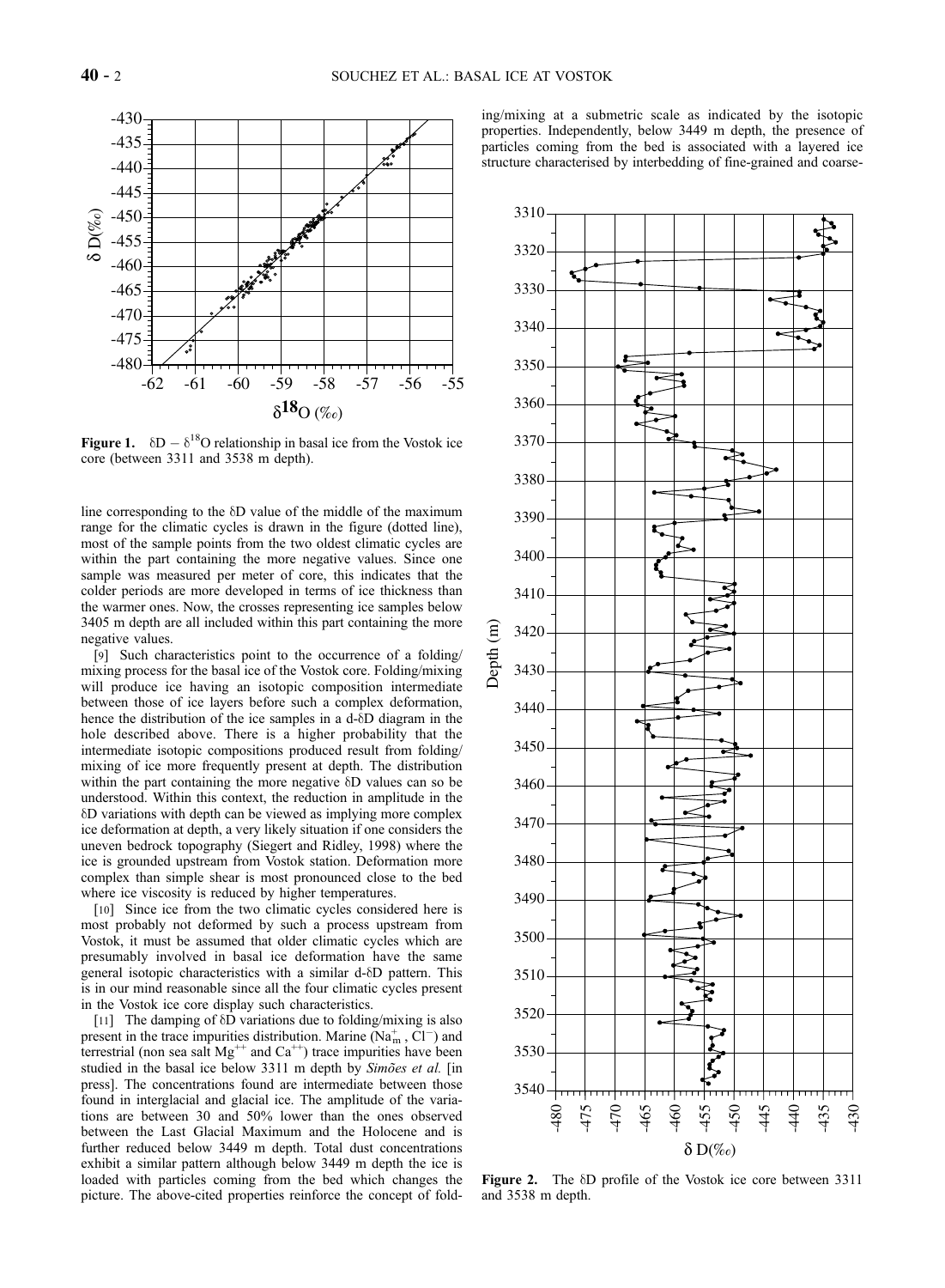**Figure 1.** $\delta D - \delta^{18}O$ relationship in basal ice from the Vostok ice core (between 3311 and 3538 m depth).

line corresponding to the δD value of the middle of the maximum range for the climatic cycles is drawn in the figure (dotted line), most of the sample points from the two oldest climatic cycles are within the part containing the more negative values. Since one sample was measured per meter of core, this indicates that the colder periods are more developed in terms of ice thickness than the warmer ones. Now, the crosses representing ice samples below 3405 m depth are all included within this part containing the more negative values.

[9] Such characteristics point to the occurrence of a folding/mixing process for the basal ice of the Vostok core. Folding/mixing will produce ice having an isotopic composition intermediate between those of ice layers before such a complex deformation, hence the distribution of the ice samples in a d-δD diagram in the hole described above. There is a higher probability that the intermediate isotopic compositions produced result from folding/mixing of ice more frequently present at depth. The distribution within the part containing the more negative δD values can so be understood. Within this context, the reduction in amplitude in the δD variations with depth can be viewed as implying more complex ice deformation at depth, a very likely situation if one considers the uneven bedrock topography (Siegert and Ridley, 1998) where the ice is grounded upstream from Vostok station. Deformation more complex than simple shear is most pronounced close to the bed where ice viscosity is reduced by higher temperatures.

[10] Since ice from the two climatic cycles considered here is most probably not deformed by such a process upstream from Vostok, it must be assumed that older climatic cycles which are presumably involved in basal ice deformation have the same general isotopic characteristics with a similar d-δD pattern. This is in our mind reasonable since all the four climatic cycles present in the Vostok ice core display such characteristics.

[11] The damping of δD variations due to folding/mixing is also present in the trace impurities distribution. Marine ($Na^{+}_{m}$, $Cl^{-}$) and terrestrial (non sea salt $Mg^{++}$ and $Ca^{++}$) trace impurities have been studied in the basal ice below 3311 m depth by *Simões et al.* [in press]. The concentrations found are intermediate between those found in interglacial and glacial ice. The amplitude of the variations are between 30 and 50% lower than the ones observed between the Last Glacial Maximum and the Holocene and is further reduced below 3449 m depth. Total dust concentrations exhibit a similar pattern although below 3449 m depth the ice is loaded with particles coming from the bed which changes the picture. The above-cited properties reinforce the concept of folding/mixing at a submetric scale as indicated by the isotopic properties. Independently, below 3449 m depth, the presence of particles coming from the bed is associated with a layered ice structure characterised by interbedding of fine-grained and coarse-

**Figure 2.** The δD profile of the Vostok ice core between 3311 and 3538 m depth.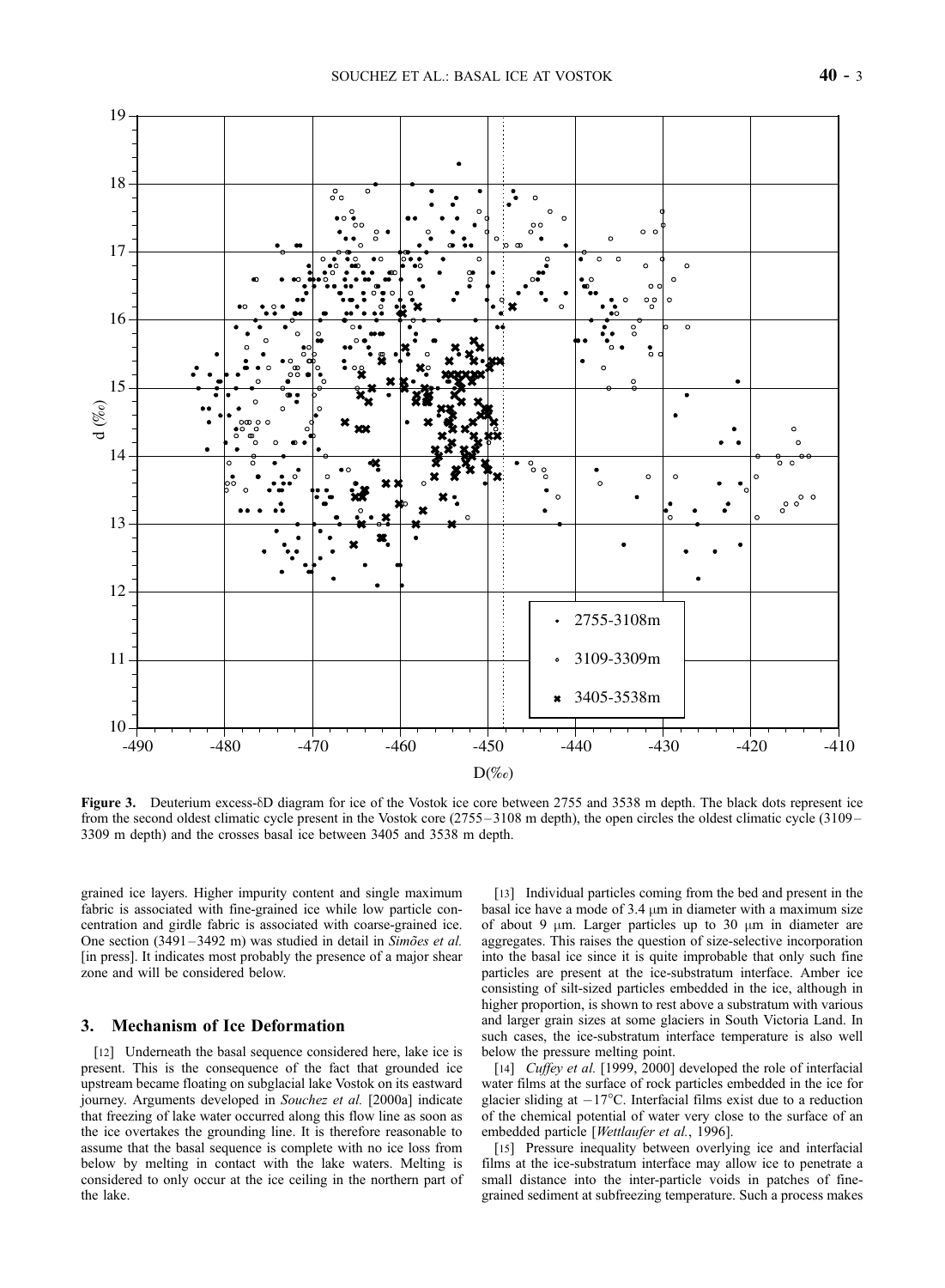**Figure 3.** Deuterium excess-δD diagram for ice of the Vostok ice core between 2755 and 3538 m depth. The black dots represent ice from the second oldest climatic cycle present in the Vostok core (2755–3108 m depth), the open circles the oldest climatic cycle (3109–3309 m depth) and the crosses basal ice between 3405 and 3538 m depth.

grained ice layers. Higher impurity content and single maximum fabric is associated with fine-grained ice while low particle concentration and girdle fabric is associated with coarse-grained ice. One section (3491–3492 m) was studied in detail in *Simões et al.* [in press]. It indicates most probably the presence of a major shear zone and will be considered below.

## 3. Mechanism of Ice Deformation

[12] Underneath the basal sequence considered here, lake ice is present. This is the consequence of the fact that grounded ice upstream became floating on subglacial lake Vostok on its eastward journey. Arguments developed in *Souchez et al.* [2000a] indicate that freezing of lake water occurred along this flow line as soon as the ice overtakes the grounding line. It is therefore reasonable to assume that the basal sequence is complete with no ice loss from below by melting in contact with the lake waters. Melting is considered to only occur at the ice ceiling in the northern part of the lake.

[13] Individual particles coming from the bed and present in the basal ice have a mode of 3.4 μm in diameter with a maximum size of about 9 μm. Larger particles up to 30 μm in diameter are aggregates. This raises the question of size-selective incorporation into the basal ice since it is quite improbable that only such fine particles are present at the ice-substratum interface. Amber ice consisting of silt-sized particles embedded in the ice, although in higher proportion, is shown to rest above a substratum with various and larger grain sizes at some glaciers in South Victoria Land. In such cases, the ice-substratum interface temperature is also well below the pressure melting point.

[14] *Cuffey et al.* [1999, 2000] developed the role of interfacial water films at the surface of rock particles embedded in the ice for glacier sliding at −17°C. Interfacial films exist due to a reduction of the chemical potential of water very close to the surface of an embedded particle [*Wettlaufer et al.*, 1996].

[15] Pressure inequality between overlying ice and interfacial films at the ice-substratum interface may allow ice to penetrate a small distance into the inter-particle voids in patches of fine-grained sediment at subfreezing temperature. Such a process makes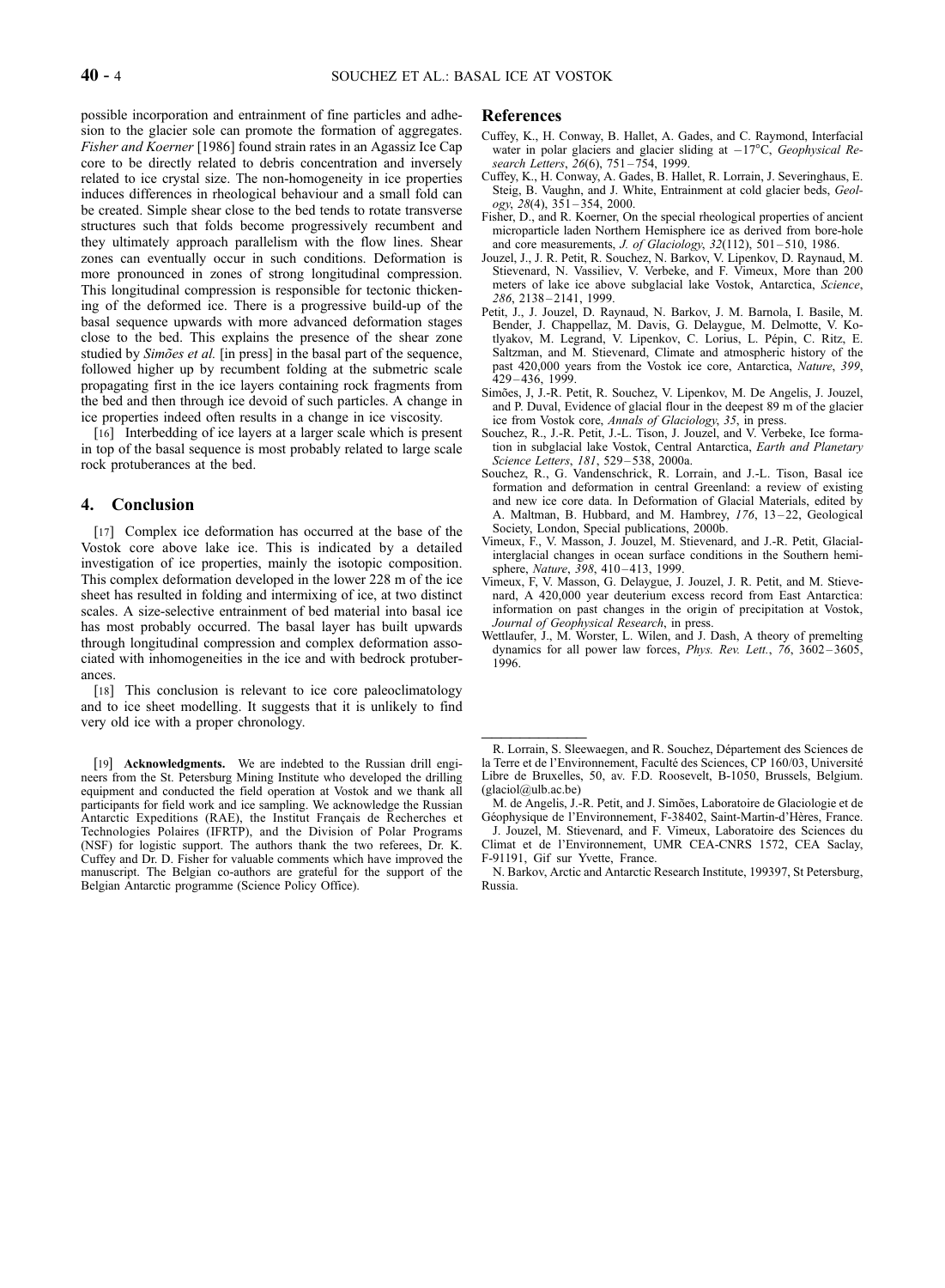possible incorporation and entrainment of fine particles and adhesion to the glacier sole can promote the formation of aggregates. *Fisher and Koerner* [1986] found strain rates in an Agassiz Ice Cap core to be directly related to debris concentration and inversely related to ice crystal size. The non-homogeneity in ice properties induces differences in rheological behaviour and a small fold can be created. Simple shear close to the bed tends to rotate transverse structures such that folds become progressively recumbent and they ultimately approach parallelism with the flow lines. Shear zones can eventually occur in such conditions. Deformation is more pronounced in zones of strong longitudinal compression. This longitudinal compression is responsible for tectonic thickening of the deformed ice. There is a progressive build-up of the basal sequence upwards with more advanced deformation stages close to the bed. This explains the presence of the shear zone studied by *Simões et al.* [in press] in the basal part of the sequence, followed higher up by recumbent folding at the submetric scale propagating first in the ice layers containing rock fragments from the bed and then through ice devoid of such particles. A change in ice properties indeed often results in a change in ice viscosity.

[16] Interbedding of ice layers at a larger scale which is present in top of the basal sequence is most probably related to large scale rock protuberances at the bed.

## 4. Conclusion

[17] Complex ice deformation has occurred at the base of the Vostok core above lake ice. This is indicated by a detailed investigation of ice properties, mainly the isotopic composition. This complex deformation developed in the lower 228 m of the ice sheet has resulted in folding and intermixing of ice, at two distinct scales. A size-selective entrainment of bed material into basal ice has most probably occurred. The basal layer has built upwards through longitudinal compression and complex deformation associated with inhomogeneities in the ice and with bedrock protuberances.

[18] This conclusion is relevant to ice core paleoclimatology and to ice sheet modelling. It suggests that it is unlikely to find very old ice with a proper chronology.

[19] **Acknowledgments.** We are indebted to the Russian drill engineers from the St. Petersburg Mining Institute who developed the drilling equipment and conducted the field operation at Vostok and we thank all participants for field work and ice sampling. We acknowledge the Russian Antarctic Expeditions (RAE), the Institut Français de Recherches et Technologies Polaires (IFRTP), and the Division of Polar Programs (NSF) for logistic support. The authors thank the two referees, Dr. K. Cuffey and Dr. D. Fisher for valuable comments which have improved the manuscript. The Belgian co-authors are grateful for the support of the Belgian Antarctic programme (Science Policy Office).

## References

Cuffey, K., H. Conway, B. Hallet, A. Gades, and C. Raymond, Interfacial water in polar glaciers and glacier sliding at $-17°C$, *Geophysical Research Letters*, *26*(6), 751–754, 1999.

Cuffey, K., H. Conway, A. Gades, B. Hallet, R. Lorrain, J. Severinghaus, E. Steig, B. Vaughn, and J. White, Entrainment at cold glacier beds, *Geology*, *28*(4), 351–354, 2000.

Fisher, D., and R. Koerner, On the special rheological properties of ancient microparticle laden Northern Hemisphere ice as derived from bore-hole and core measurements, *J. of Glaciology*, *32*(112), 501–510, 1986.

Jouzel, J., J. R. Petit, R. Souchez, N. Barkov, V. Lipenkov, D. Raynaud, M. Stievenard, N. Vassiliev, V. Verbeke, and F. Vimeux, More than 200 meters of lake ice above subglacial lake Vostok, Antarctica, *Science*, *286*, 2138–2141, 1999.

Petit, J., J. Jouzel, D. Raynaud, N. Barkov, J. M. Barnola, I. Basile, M. Bender, J. Chappellaz, M. Davis, G. Delaygue, M. Delmotte, V. Kotlyakov, M. Legrand, V. Lipenkov, C. Lorius, L. Pépin, C. Ritz, E. Saltzman, and M. Stievenard, Climate and atmospheric history of the past 420,000 years from the Vostok ice core, Antarctica, *Nature*, *399*, 429–436, 1999.

Simões, J, J.-R. Petit, R. Souchez, V. Lipenkov, M. De Angelis, J. Jouzel, and P. Duval, Evidence of glacial flour in the deepest 89 m of the glacier ice from Vostok core, *Annals of Glaciology*, *35*, in press.

Souchez, R., J.-R. Petit, J.-L. Tison, J. Jouzel, and V. Verbeke, Ice formation in subglacial lake Vostok, Central Antarctica, *Earth and Planetary Science Letters*, *181*, 529–538, 2000a.

Souchez, R., G. Vandenschrick, R. Lorrain, and J.-L. Tison, Basal ice formation and deformation in central Greenland: a review of existing and new ice core data. In Deformation of Glacial Materials, edited by A. Maltman, B. Hubbard, and M. Hambrey, *176*, 13–22, Geological Society, London, Special publications, 2000b.

Vimeux, F., V. Masson, J. Jouzel, M. Stievenard, and J.-R. Petit, Glacial-interglacial changes in ocean surface conditions in the Southern hemisphere, *Nature*, *398*, 410–413, 1999.

Vimeux, F, V. Masson, G. Delaygue, J. Jouzel, J. R. Petit, and M. Stievenard, A 420,000 year deuterium excess record from East Antarctica: information on past changes in the origin of precipitation at Vostok, *Journal of Geophysical Research*, in press.

Wettlaufer, J., M. Worster, L. Wilen, and J. Dash, A theory of premelting dynamics for all power law forces, *Phys. Rev. Lett.*, *76*, 3602–3605, 1996.

---

R. Lorrain, S. Sleewaegen, and R. Souchez, Département des Sciences de la Terre et de l'Environnement, Faculté des Sciences, CP 160/03, Université Libre de Bruxelles, 50, av. F.D. Roosevelt, B-1050, Brussels, Belgium. (glaciol@ulb.ac.be)

M. de Angelis, J.-R. Petit, and J. Simões, Laboratoire de Glaciologie et de Géophysique de l'Environnement, F-38402, Saint-Martin-d'Hères, France.

J. Jouzel, M. Stievenard, and F. Vimeux, Laboratoire des Sciences du Climat et de l'Environnement, UMR CEA-CNRS 1572, CEA Saclay, F-91191, Gif sur Yvette, France.

N. Barkov, Arctic and Antarctic Research Institute, 199397, St Petersburg, Russia.